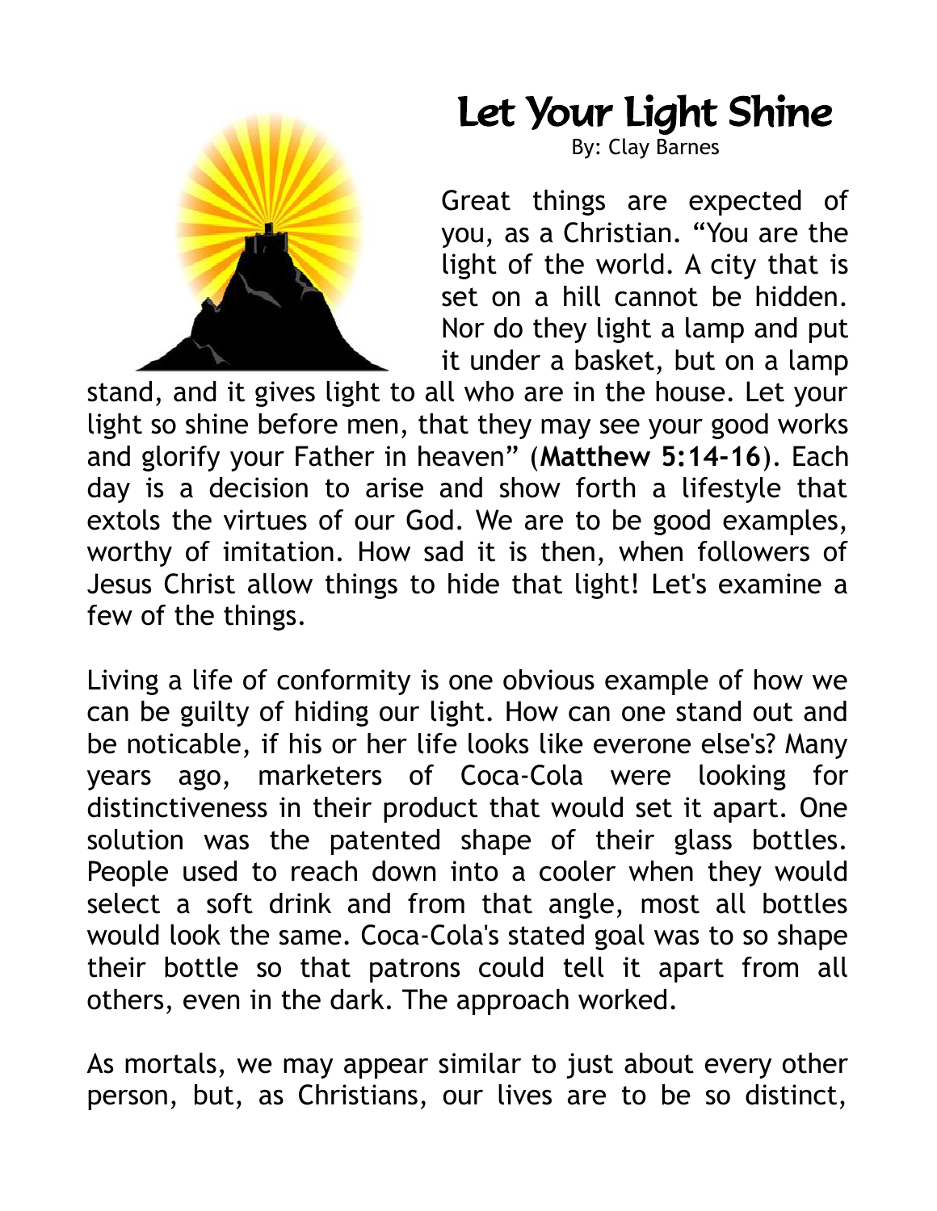# Let Your Light Shine

By: Clay Barnes

Great things are expected of you, as a Christian. "You are the light of the world. A city that is set on a hill cannot be hidden. Nor do they light a lamp and put it under a basket, but on a lamp stand, and it gives light to all who are in the house. Let your light so shine before men, that they may see your good works and glorify your Father in heaven" (**Matthew 5:14-16**). Each day is a decision to arise and show forth a lifestyle that extols the virtues of our God. We are to be good examples, worthy of imitation. How sad it is then, when followers of Jesus Christ allow things to hide that light! Let's examine a few of the things.

Living a life of conformity is one obvious example of how we can be guilty of hiding our light. How can one stand out and be noticable, if his or her life looks like everone else's? Many years ago, marketers of Coca-Cola were looking for distinctiveness in their product that would set it apart. One solution was the patented shape of their glass bottles. People used to reach down into a cooler when they would select a soft drink and from that angle, most all bottles would look the same. Coca-Cola's stated goal was to so shape their bottle so that patrons could tell it apart from all others, even in the dark. The approach worked.

As mortals, we may appear similar to just about every other person, but, as Christians, our lives are to be so distinct,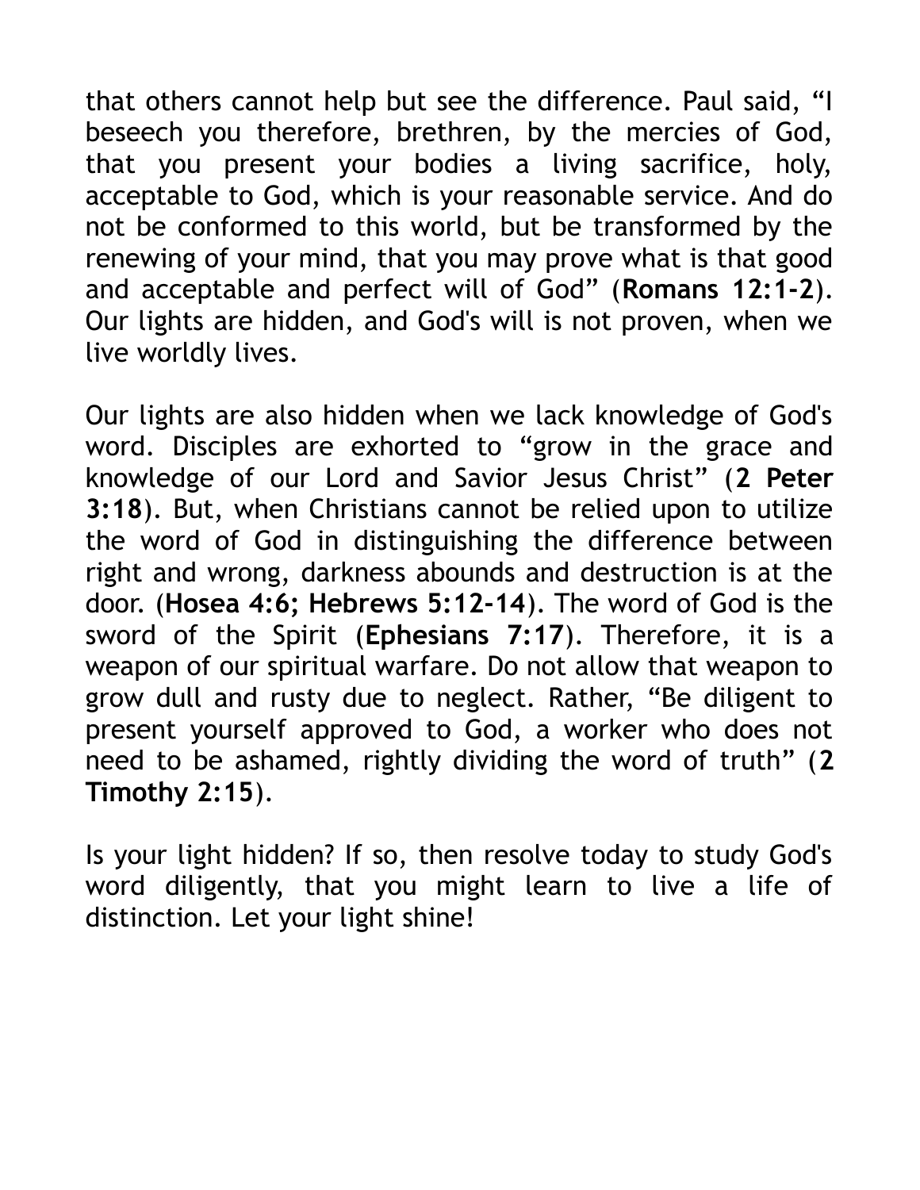that others cannot help but see the difference. Paul said, “I beseech you therefore, brethren, by the mercies of God, that you present your bodies a living sacrifice, holy, acceptable to God, which is your reasonable service. And do not be conformed to this world, but be transformed by the renewing of your mind, that you may prove what is that good and acceptable and perfect will of God” (**Romans 12:1-2**). Our lights are hidden, and God's will is not proven, when we live worldly lives.

Our lights are also hidden when we lack knowledge of God's word. Disciples are exhorted to “grow in the grace and knowledge of our Lord and Savior Jesus Christ” (**2 Peter 3:18**). But, when Christians cannot be relied upon to utilize the word of God in distinguishing the difference between right and wrong, darkness abounds and destruction is at the door. (**Hosea 4:6; Hebrews 5:12-14**). The word of God is the sword of the Spirit (**Ephesians 7:17**). Therefore, it is a weapon of our spiritual warfare. Do not allow that weapon to grow dull and rusty due to neglect. Rather, “Be diligent to present yourself approved to God, a worker who does not need to be ashamed, rightly dividing the word of truth” (**2 Timothy 2:15**).

Is your light hidden? If so, then resolve today to study God's word diligently, that you might learn to live a life of distinction. Let your light shine!